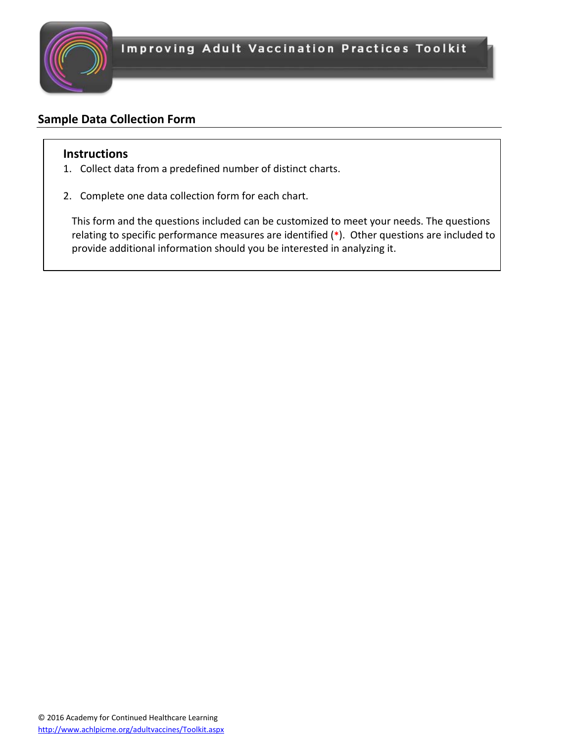# Improving Adult Vaccination Practices Toolkit

## Sample Data Collection Form

### Instructions

1. Collect data from a predefined number of distinct charts.

2. Complete one data collection form for each chart.

This form and the questions included can be customized to meet your needs. The questions relating to specific performance measures are identified (*). Other questions are included to provide additional information should you be interested in analyzing it.

© 2016 Academy for Continued Healthcare Learning
http://www.achlpicme.org/adultvaccines/Toolkit.aspx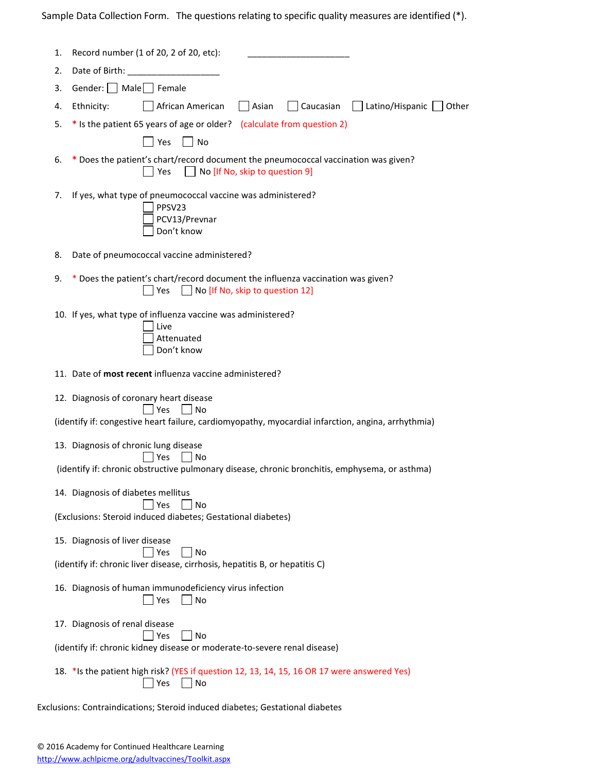Sample Data Collection Form. The questions relating to specific quality measures are identified (*).

1. Record number (1 of 20, 2 of 20, etc): ______________________
2. Date of Birth: ____________________
3. Gender: ☐ Male ☐ Female
4. Ethnicity: ☐ African American ☐ Asian ☐ Caucasian ☐ Latino/Hispanic ☐ Other
5. * Is the patient 65 years of age or older? (calculate from question 2)

   ☐ Yes ☐ No
6. * Does the patient's chart/record document the pneumococcal vaccination was given?

   ☐ Yes ☐ No [If No, skip to question 9]
7. If yes, what type of pneumococcal vaccine was administered?

   ☐ PPSV23

   ☐ PCV13/Prevnar

   ☐ Don't know
8. Date of pneumococcal vaccine administered?
9. * Does the patient's chart/record document the influenza vaccination was given?

   ☐ Yes ☐ No [If No, skip to question 12]
10. If yes, what type of influenza vaccine was administered?

    ☐ Live

    ☐ Attenuated

    ☐ Don't know
11. Date of **most recent** influenza vaccine administered?
12. Diagnosis of coronary heart disease

    ☐ Yes ☐ No

    (identify if: congestive heart failure, cardiomyopathy, myocardial infarction, angina, arrhythmia)
13. Diagnosis of chronic lung disease

    ☐ Yes ☐ No

    (identify if: chronic obstructive pulmonary disease, chronic bronchitis, emphysema, or asthma)
14. Diagnosis of diabetes mellitus

    ☐ Yes ☐ No

    (Exclusions: Steroid induced diabetes; Gestational diabetes)
15. Diagnosis of liver disease

    ☐ Yes ☐ No

    (identify if: chronic liver disease, cirrhosis, hepatitis B, or hepatitis C)
16. Diagnosis of human immunodeficiency virus infection

    ☐ Yes ☐ No
17. Diagnosis of renal disease

    ☐ Yes ☐ No

    (identify if: chronic kidney disease or moderate-to-severe renal disease)
18. *Is the patient high risk? (YES if question 12, 13, 14, 15, 16 OR 17 were answered Yes)

    ☐ Yes ☐ No

Exclusions: Contraindications; Steroid induced diabetes; Gestational diabetes

© 2016 Academy for Continued Healthcare Learning
http://www.achlpicme.org/adultvaccines/Toolkit.aspx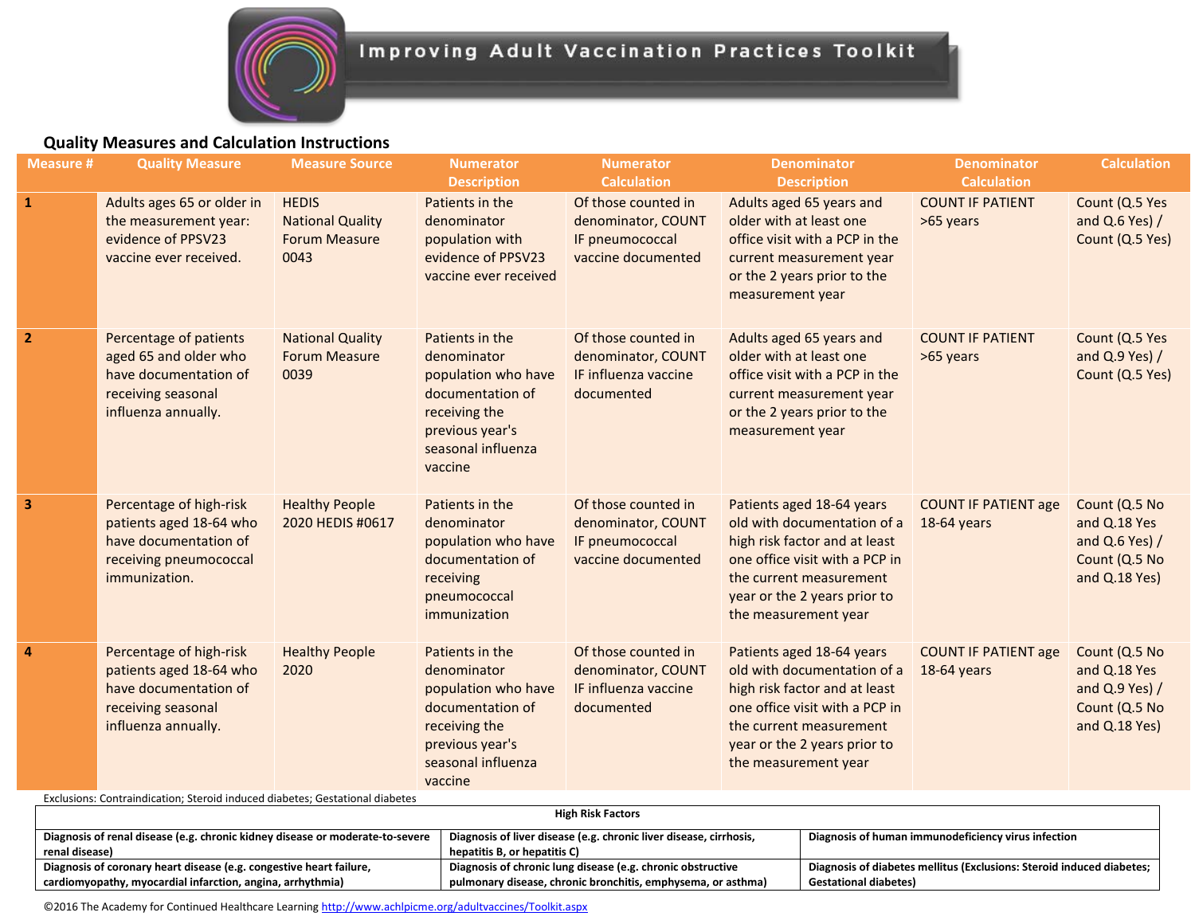# Improving Adult Vaccination Practices Toolkit

## Quality Measures and Calculation Instructions

| Measure # | Quality Measure | Measure Source | Numerator Description | Numerator Calculation | Denominator Description | Denominator Calculation | Calculation |
|---|---|---|---|---|---|---|---|
| 1 | Adults ages 65 or older in the measurement year: evidence of PPSV23 vaccine ever received. | HEDIS National Quality Forum Measure 0043 | Patients in the denominator population with evidence of PPSV23 vaccine ever received | Of those counted in denominator, COUNT IF pneumococcal vaccine documented | Adults aged 65 years and older with at least one office visit with a PCP in the current measurement year or the 2 years prior to the measurement year | COUNT IF PATIENT >65 years | Count (Q.5 Yes and Q.6 Yes) / Count (Q.5 Yes) |
| 2 | Percentage of patients aged 65 and older who have documentation of receiving seasonal influenza annually. | National Quality Forum Measure 0039 | Patients in the denominator population who have documentation of receiving the previous year's seasonal influenza vaccine | Of those counted in denominator, COUNT IF influenza vaccine documented | Adults aged 65 years and older with at least one office visit with a PCP in the current measurement year or the 2 years prior to the measurement year | COUNT IF PATIENT >65 years | Count (Q.5 Yes and Q.9 Yes) / Count (Q.5 Yes) |
| 3 | Percentage of high-risk patients aged 18-64 who have documentation of receiving pneumococcal immunization. | Healthy People 2020 HEDIS #0617 | Patients in the denominator population who have documentation of receiving pneumococcal immunization | Of those counted in denominator, COUNT IF pneumococcal vaccine documented | Patients aged 18-64 years old with documentation of a high risk factor and at least one office visit with a PCP in the current measurement year or the 2 years prior to the measurement year | COUNT IF PATIENT age 18-64 years | Count (Q.5 No and Q.18 Yes and Q.6 Yes) / Count (Q.5 No and Q.18 Yes) |
| 4 | Percentage of high-risk patients aged 18-64 who have documentation of receiving seasonal influenza annually. | Healthy People 2020 | Patients in the denominator population who have documentation of receiving the previous year's seasonal influenza vaccine | Of those counted in denominator, COUNT IF influenza vaccine documented | Patients aged 18-64 years old with documentation of a high risk factor and at least one office visit with a PCP in the current measurement year or the 2 years prior to the measurement year | COUNT IF PATIENT age 18-64 years | Count (Q.5 No and Q.18 Yes and Q.9 Yes) / Count (Q.5 No and Q.18 Yes) |

Exclusions: Contraindication; Steroid induced diabetes; Gestational diabetes

| High Risk Factors | | |
|---|---|---|
| **Diagnosis of renal disease (e.g. chronic kidney disease or moderate-to-severe renal disease)** | **Diagnosis of liver disease (e.g. chronic liver disease, cirrhosis, hepatitis B, or hepatitis C)** | **Diagnosis of human immunodeficiency virus infection** |
| **Diagnosis of coronary heart disease (e.g. congestive heart failure, cardiomyopathy, myocardial infarction, angina, arrhythmia)** | **Diagnosis of chronic lung disease (e.g. chronic obstructive pulmonary disease, chronic bronchitis, emphysema, or asthma)** | **Diagnosis of diabetes mellitus (Exclusions: Steroid induced diabetes; Gestational diabetes)** |

©2016 The Academy for Continued Healthcare Learning http://www.achlpicme.org/adultvaccines/Toolkit.aspx